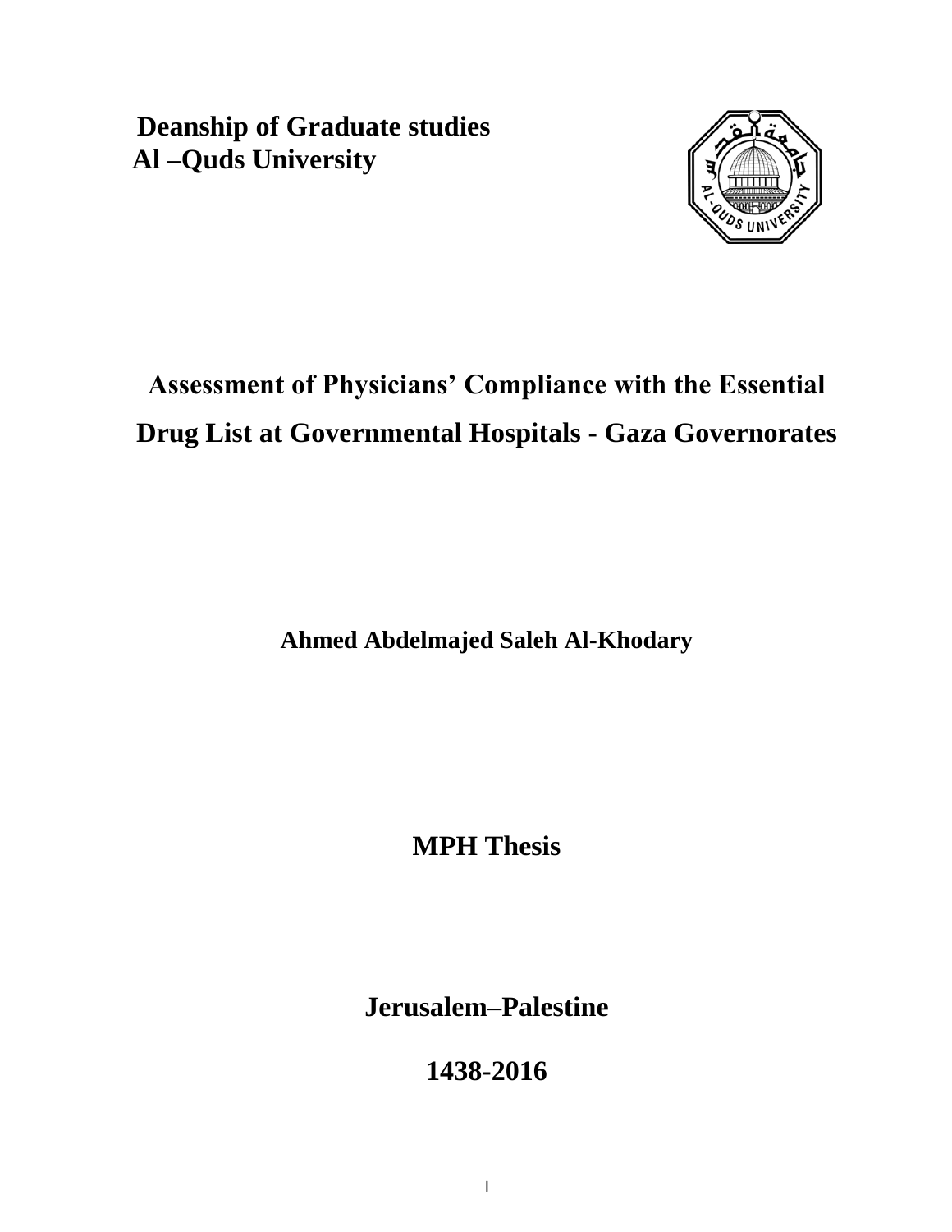**Deanship of Graduate studies**
**Al –Quds University**

# Assessment of Physicians' Compliance with the Essential Drug List at Governmental Hospitals - Gaza Governorates

**Ahmed Abdelmajed Saleh Al-Khodary**

**MPH Thesis**

**Jerusalem–Palestine**

**1438-2016**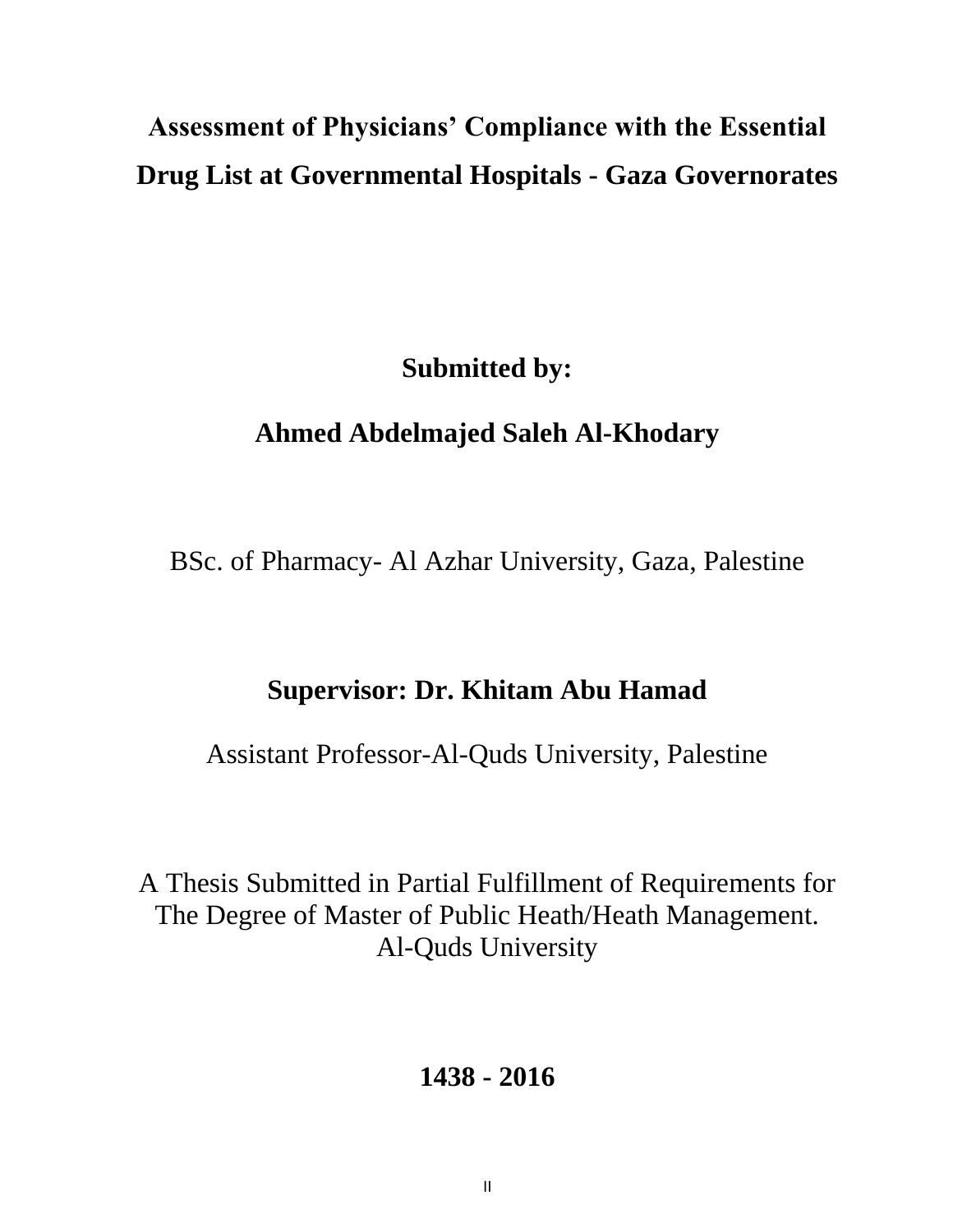# Assessment of Physicians' Compliance with the Essential Drug List at Governmental Hospitals - Gaza Governorates

**Submitted by:**

**Ahmed Abdelmajed Saleh Al-Khodary**

BSc. of Pharmacy- Al Azhar University, Gaza, Palestine

**Supervisor: Dr. Khitam Abu Hamad**

Assistant Professor-Al-Quds University, Palestine

A Thesis Submitted in Partial Fulfillment of Requirements for The Degree of Master of Public Heath/Heath Management. Al-Quds University

**1438 - 2016**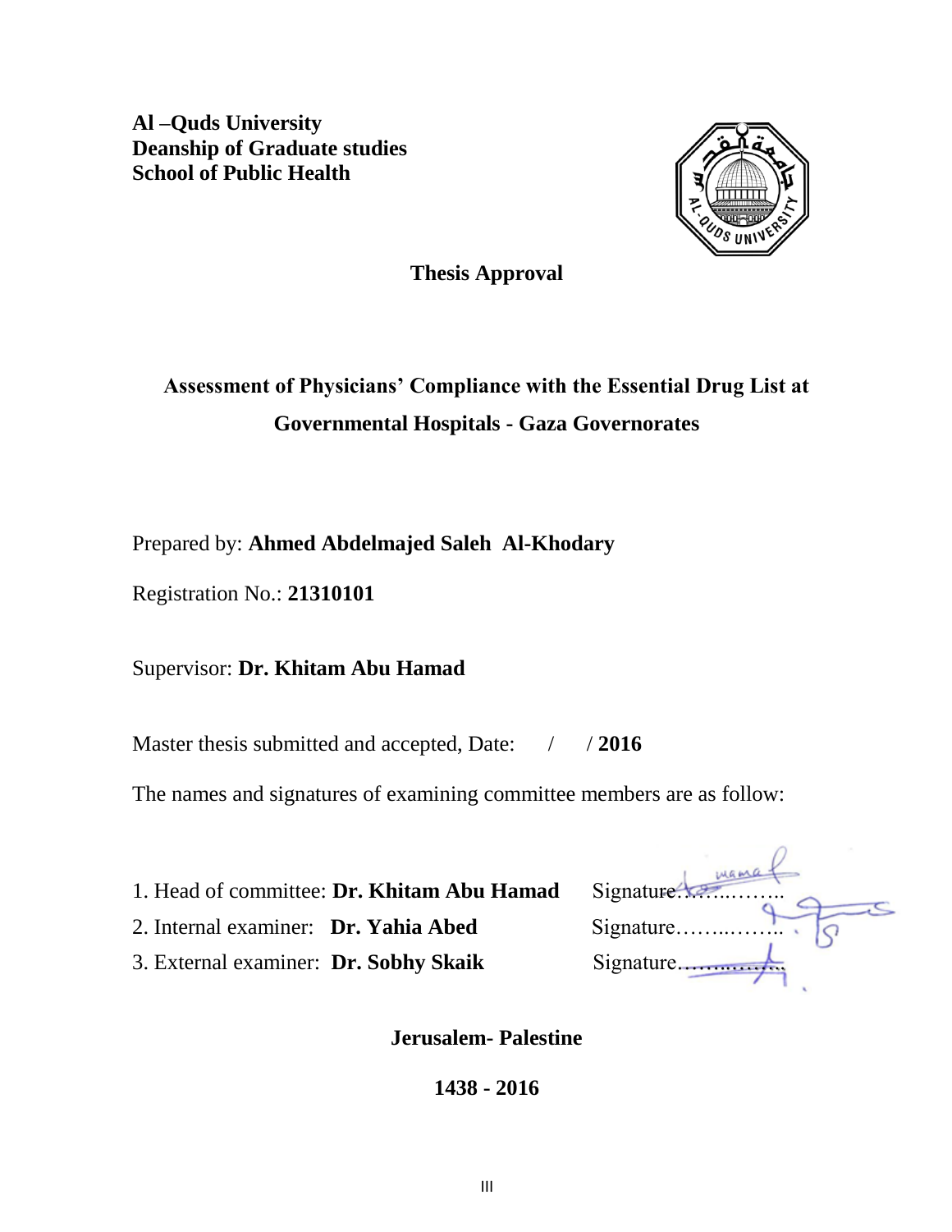**Al –Quds University**
**Deanship of Graduate studies**
**School of Public Health**

## Thesis Approval

## Assessment of Physicians' Compliance with the Essential Drug List at Governmental Hospitals - Gaza Governorates

Prepared by: **Ahmed Abdelmajed Saleh Al-Khodary**

Registration No.: **21310101**

Supervisor: **Dr. Khitam Abu Hamad**

Master thesis submitted and accepted, Date: / / **2016**

The names and signatures of examining committee members are as follow:

1. Head of committee: **Dr. Khitam Abu Hamad** Signature……………..
2. Internal examiner: **Dr. Yahia Abed** Signature……………..
3. External examiner: **Dr. Sobhy Skaik** Signature……………..

**Jerusalem- Palestine**

**1438 - 2016**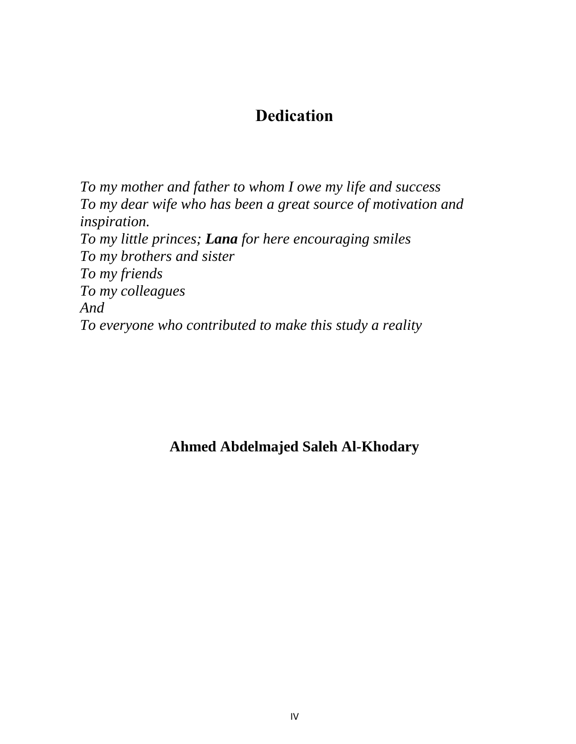# Dedication

*To my mother and father to whom I owe my life and success*
*To my dear wife who has been a great source of motivation and inspiration.*
*To my little princes; **Lana** for here encouraging smiles*
*To my brothers and sister*
*To my friends*
*To my colleagues*
*And*
*To everyone who contributed to make this study a reality*

**Ahmed Abdelmajed Saleh Al-Khodary**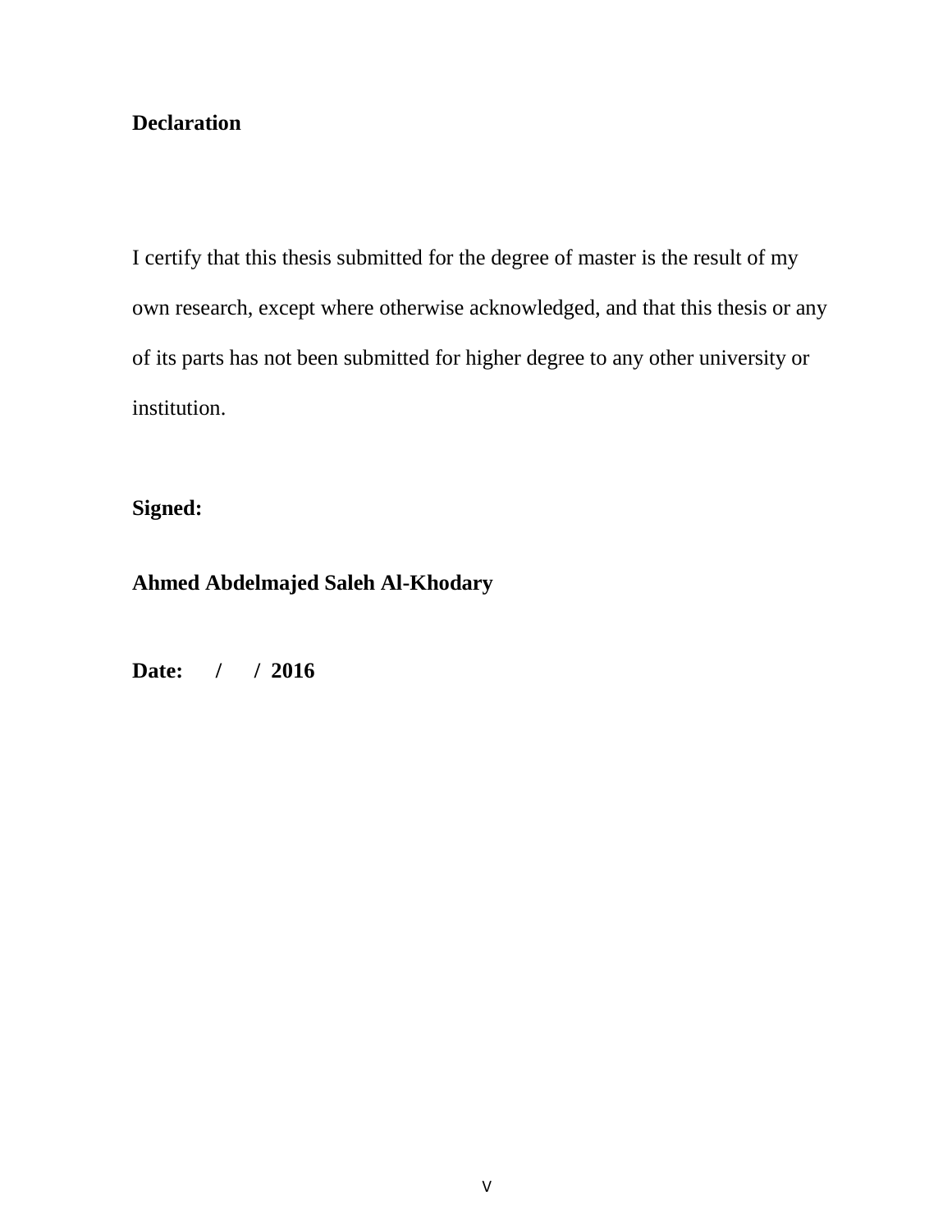# Declaration

I certify that this thesis submitted for the degree of master is the result of my own research, except where otherwise acknowledged, and that this thesis or any of its parts has not been submitted for higher degree to any other university or institution.

**Signed:**

**Ahmed Abdelmajed Saleh Al-Khodary**

**Date: / / 2016**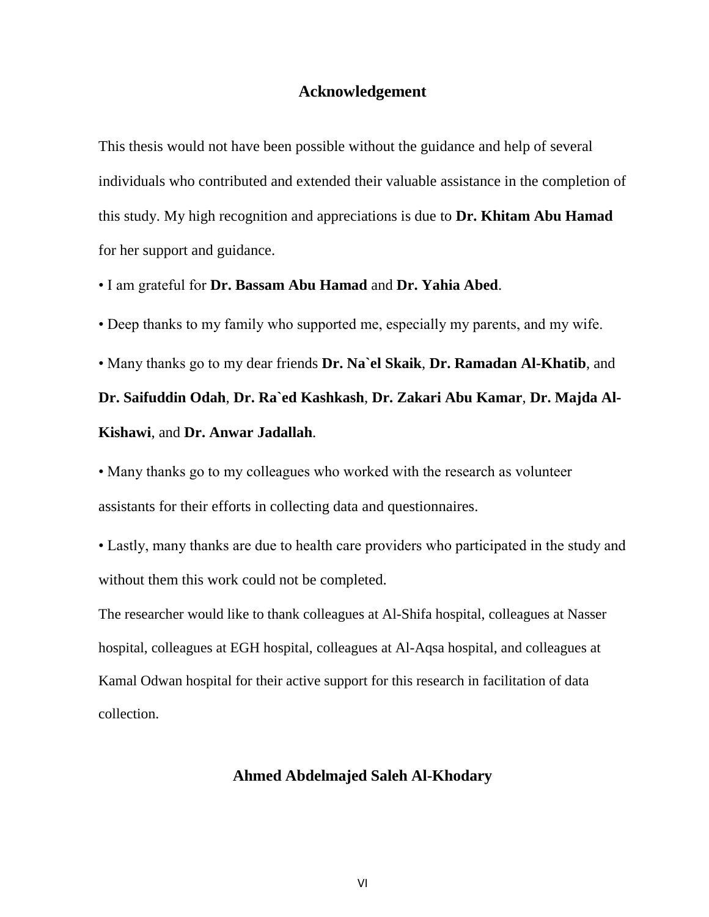## Acknowledgement

This thesis would not have been possible without the guidance and help of several individuals who contributed and extended their valuable assistance in the completion of this study. My high recognition and appreciations is due to **Dr. Khitam Abu Hamad** for her support and guidance.

- I am grateful for **Dr. Bassam Abu Hamad** and **Dr. Yahia Abed**.
- Deep thanks to my family who supported me, especially my parents, and my wife.
- Many thanks go to my dear friends **Dr. Na`el Skaik**, **Dr. Ramadan Al-Khatib**, and **Dr. Saifuddin Odah**, **Dr. Ra`ed Kashkash**, **Dr. Zakari Abu Kamar**, **Dr. Majda Al-Kishawi**, and **Dr. Anwar Jadallah**.
- Many thanks go to my colleagues who worked with the research as volunteer assistants for their efforts in collecting data and questionnaires.
- Lastly, many thanks are due to health care providers who participated in the study and without them this work could not be completed.

The researcher would like to thank colleagues at Al-Shifa hospital, colleagues at Nasser hospital, colleagues at EGH hospital, colleagues at Al-Aqsa hospital, and colleagues at Kamal Odwan hospital for their active support for this research in facilitation of data collection.

**Ahmed Abdelmajed Saleh Al-Khodary**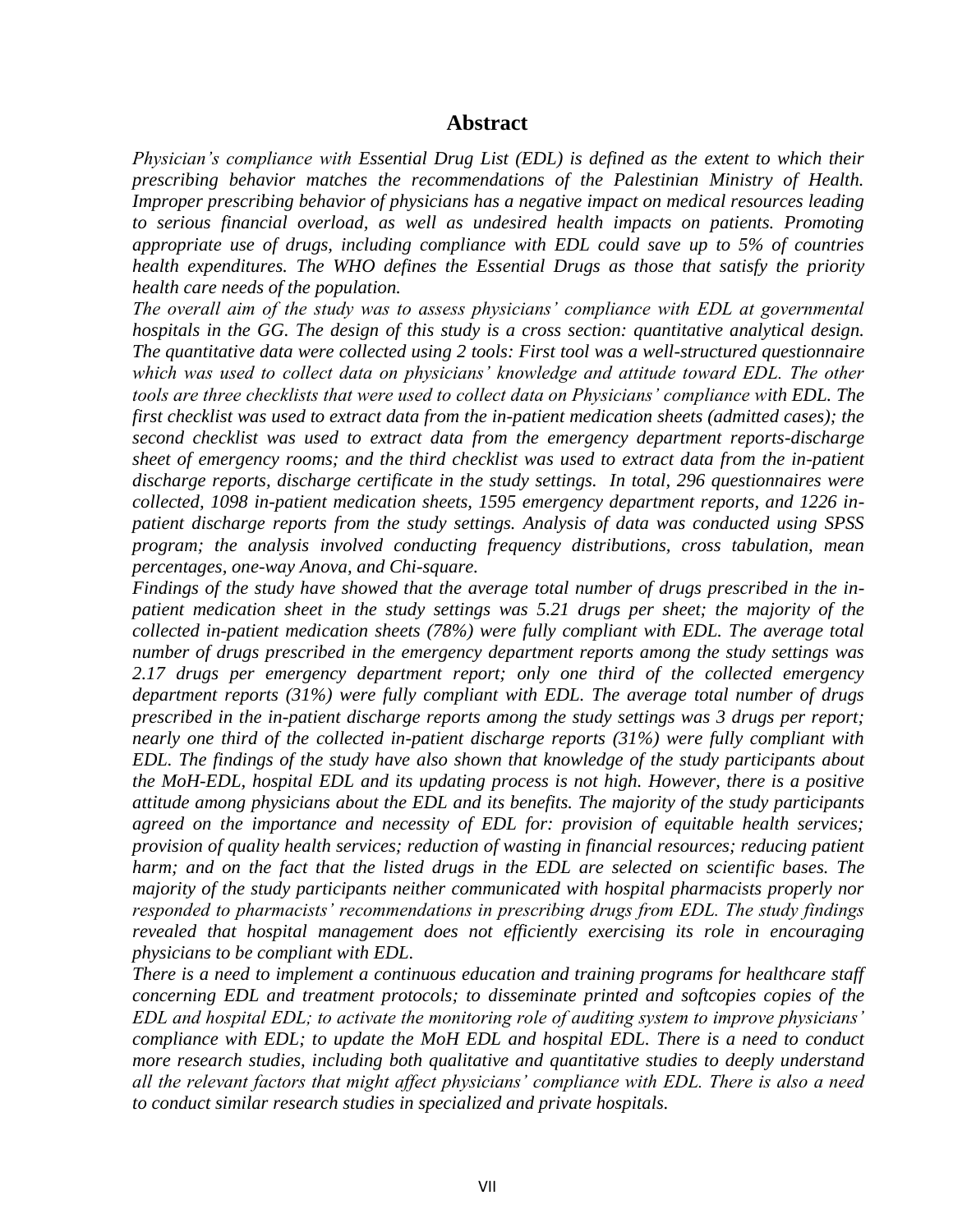# Abstract

*Physician's compliance with Essential Drug List (EDL) is defined as the extent to which their prescribing behavior matches the recommendations of the Palestinian Ministry of Health. Improper prescribing behavior of physicians has a negative impact on medical resources leading to serious financial overload, as well as undesired health impacts on patients. Promoting appropriate use of drugs, including compliance with EDL could save up to 5% of countries health expenditures. The WHO defines the Essential Drugs as those that satisfy the priority health care needs of the population.*

*The overall aim of the study was to assess physicians' compliance with EDL at governmental hospitals in the GG. The design of this study is a cross section: quantitative analytical design. The quantitative data were collected using 2 tools: First tool was a well-structured questionnaire which was used to collect data on physicians' knowledge and attitude toward EDL. The other tools are three checklists that were used to collect data on Physicians' compliance with EDL. The first checklist was used to extract data from the in-patient medication sheets (admitted cases); the second checklist was used to extract data from the emergency department reports-discharge sheet of emergency rooms; and the third checklist was used to extract data from the in-patient discharge reports, discharge certificate in the study settings. In total, 296 questionnaires were collected, 1098 in-patient medication sheets, 1595 emergency department reports, and 1226 in-patient discharge reports from the study settings. Analysis of data was conducted using SPSS program; the analysis involved conducting frequency distributions, cross tabulation, mean percentages, one-way Anova, and Chi-square.*

*Findings of the study have showed that the average total number of drugs prescribed in the in-patient medication sheet in the study settings was 5.21 drugs per sheet; the majority of the collected in-patient medication sheets (78%) were fully compliant with EDL. The average total number of drugs prescribed in the emergency department reports among the study settings was 2.17 drugs per emergency department report; only one third of the collected emergency department reports (31%) were fully compliant with EDL. The average total number of drugs prescribed in the in-patient discharge reports among the study settings was 3 drugs per report; nearly one third of the collected in-patient discharge reports (31%) were fully compliant with EDL. The findings of the study have also shown that knowledge of the study participants about the MoH-EDL, hospital EDL and its updating process is not high. However, there is a positive attitude among physicians about the EDL and its benefits. The majority of the study participants agreed on the importance and necessity of EDL for: provision of equitable health services; provision of quality health services; reduction of wasting in financial resources; reducing patient harm; and on the fact that the listed drugs in the EDL are selected on scientific bases. The majority of the study participants neither communicated with hospital pharmacists properly nor responded to pharmacists' recommendations in prescribing drugs from EDL. The study findings revealed that hospital management does not efficiently exercising its role in encouraging physicians to be compliant with EDL.*

*There is a need to implement a continuous education and training programs for healthcare staff concerning EDL and treatment protocols; to disseminate printed and softcopies copies of the EDL and hospital EDL; to activate the monitoring role of auditing system to improve physicians' compliance with EDL; to update the MoH EDL and hospital EDL. There is a need to conduct more research studies, including both qualitative and quantitative studies to deeply understand all the relevant factors that might affect physicians' compliance with EDL. There is also a need to conduct similar research studies in specialized and private hospitals.*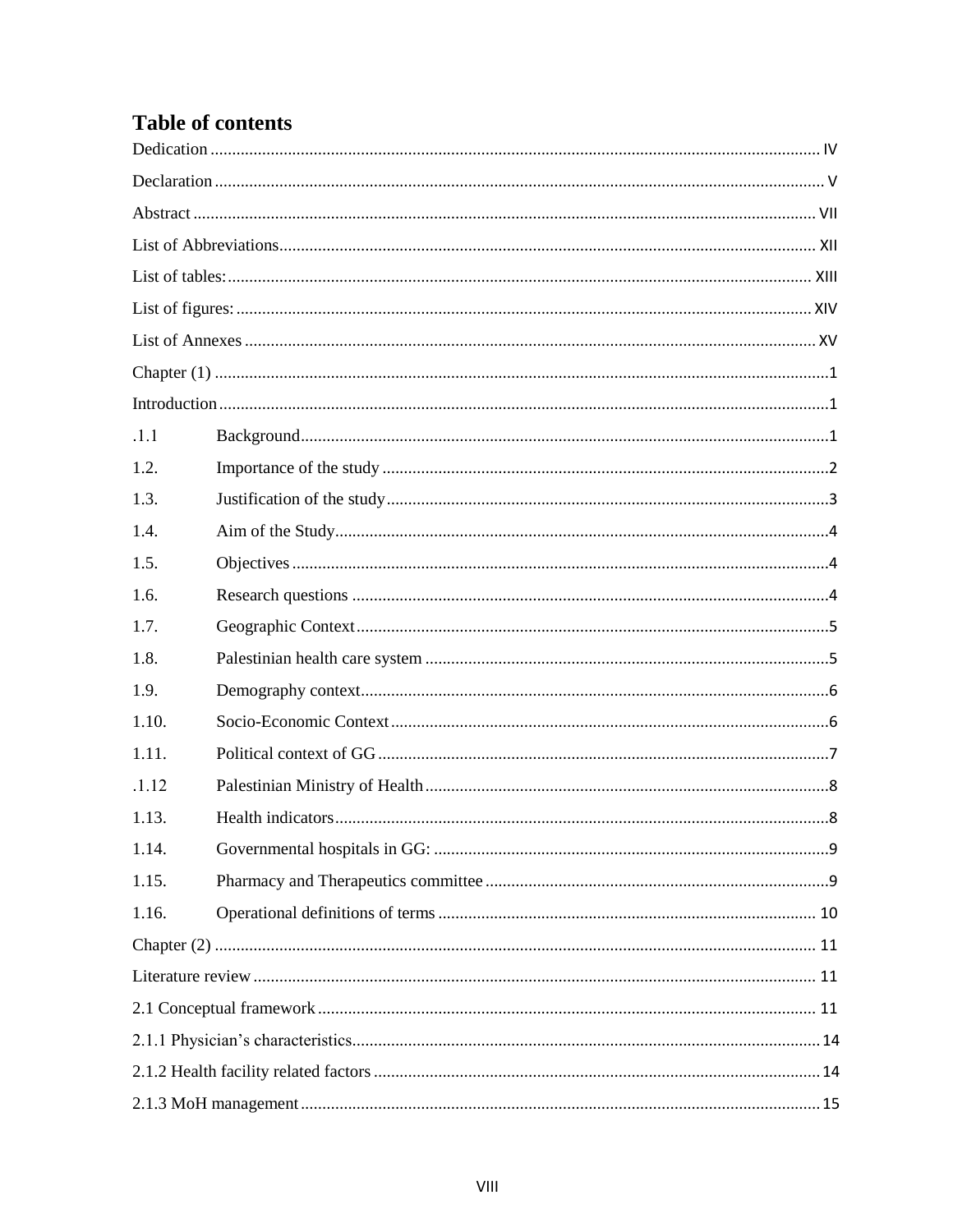# Table of contents

Dedication ........................................................ IV

Declaration ........................................................ V

Abstract ........................................................ VII

List of Abbreviations ........................................................ XII

List of tables: ........................................................ XIII

List of figures: ........................................................ XIV

List of Annexes ........................................................ XV

Chapter (1) ........................................................ 1

Introduction ........................................................ 1

.1.1 Background ........................................................ 1

1.2. Importance of the study ........................................................ 2

1.3. Justification of the study ........................................................ 3

1.4. Aim of the Study ........................................................ 4

1.5. Objectives ........................................................ 4

1.6. Research questions ........................................................ 4

1.7. Geographic Context ........................................................ 5

1.8. Palestinian health care system ........................................................ 5

1.9. Demography context ........................................................ 6

1.10. Socio-Economic Context ........................................................ 6

1.11. Political context of GG ........................................................ 7

.1.12 Palestinian Ministry of Health ........................................................ 8

1.13. Health indicators ........................................................ 8

1.14. Governmental hospitals in GG: ........................................................ 9

1.15. Pharmacy and Therapeutics committee ........................................................ 9

1.16. Operational definitions of terms ........................................................ 10

Chapter (2) ........................................................ 11

Literature review ........................................................ 11

2.1 Conceptual framework ........................................................ 11

2.1.1 Physician's characteristics ........................................................ 14

2.1.2 Health facility related factors ........................................................ 14

2.1.3 MoH management ........................................................ 15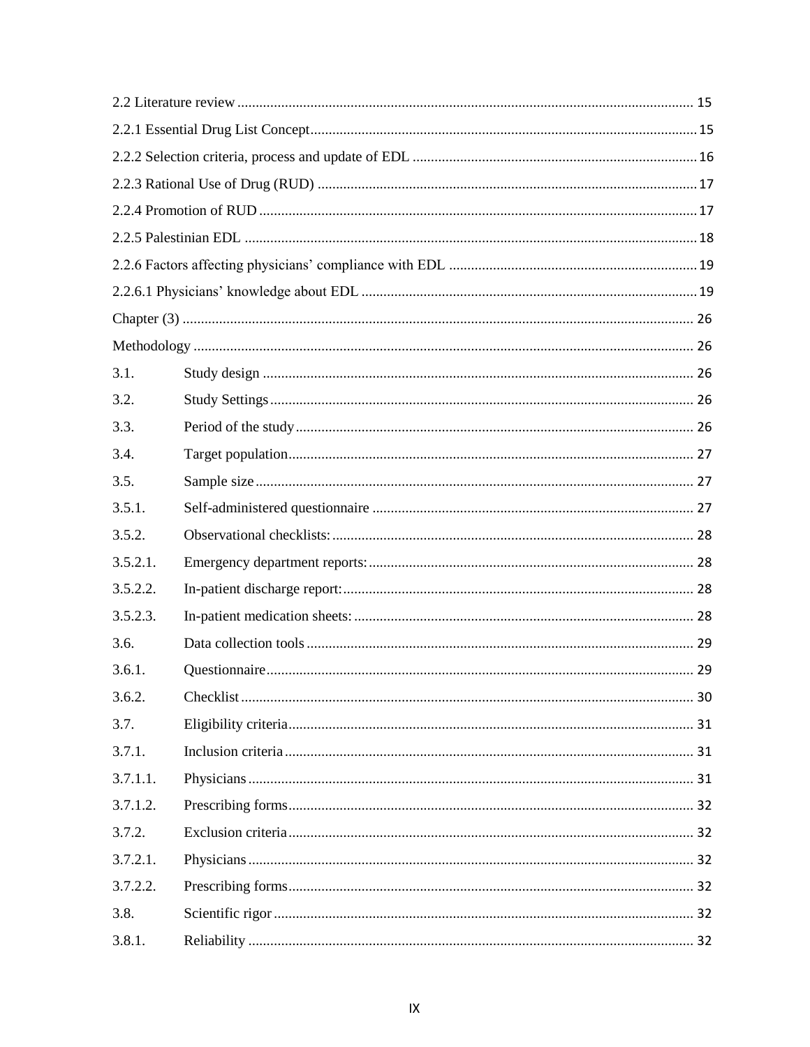2.2 Literature review ........................................................................................................................ 15

2.2.1 Essential Drug List Concept..................................................................................................... 15

2.2.2 Selection criteria, process and update of EDL ............................................................................ 16

2.2.3 Rational Use of Drug (RUD) ...................................................................................................... 17

2.2.4 Promotion of RUD ..................................................................................................................... 17

2.2.5 Palestinian EDL ......................................................................................................................... 18

2.2.6 Factors affecting physicians' compliance with EDL .................................................................. 19

2.2.6.1 Physicians' knowledge about EDL .......................................................................................... 19

Chapter (3) ...................................................................................................................................... 26

Methodology .................................................................................................................................... 26

3.1. Study design .................................................................................................................... 26

3.2. Study Settings .................................................................................................................. 26

3.3. Period of the study ........................................................................................................... 26

3.4. Target population ............................................................................................................. 27

3.5. Sample size ...................................................................................................................... 27

3.5.1. Self-administered questionnaire ...................................................................................... 27

3.5.2. Observational checklists: ................................................................................................. 28

3.5.2.1. Emergency department reports: ....................................................................................... 28

3.5.2.2. In-patient discharge report: .............................................................................................. 28

3.5.2.3. In-patient medication sheets: ........................................................................................... 28

3.6. Data collection tools ........................................................................................................ 29

3.6.1. Questionnaire ................................................................................................................... 29

3.6.2. Checklist .......................................................................................................................... 30

3.7. Eligibility criteria ............................................................................................................. 31

3.7.1. Inclusion criteria .............................................................................................................. 31

3.7.1.1. Physicians ........................................................................................................................ 31

3.7.1.2. Prescribing forms ............................................................................................................. 32

3.7.2. Exclusion criteria ............................................................................................................. 32

3.7.2.1. Physicians ........................................................................................................................ 32

3.7.2.2. Prescribing forms ............................................................................................................. 32

3.8. Scientific rigor .................................................................................................................. 32

3.8.1. Reliability ........................................................................................................................ 32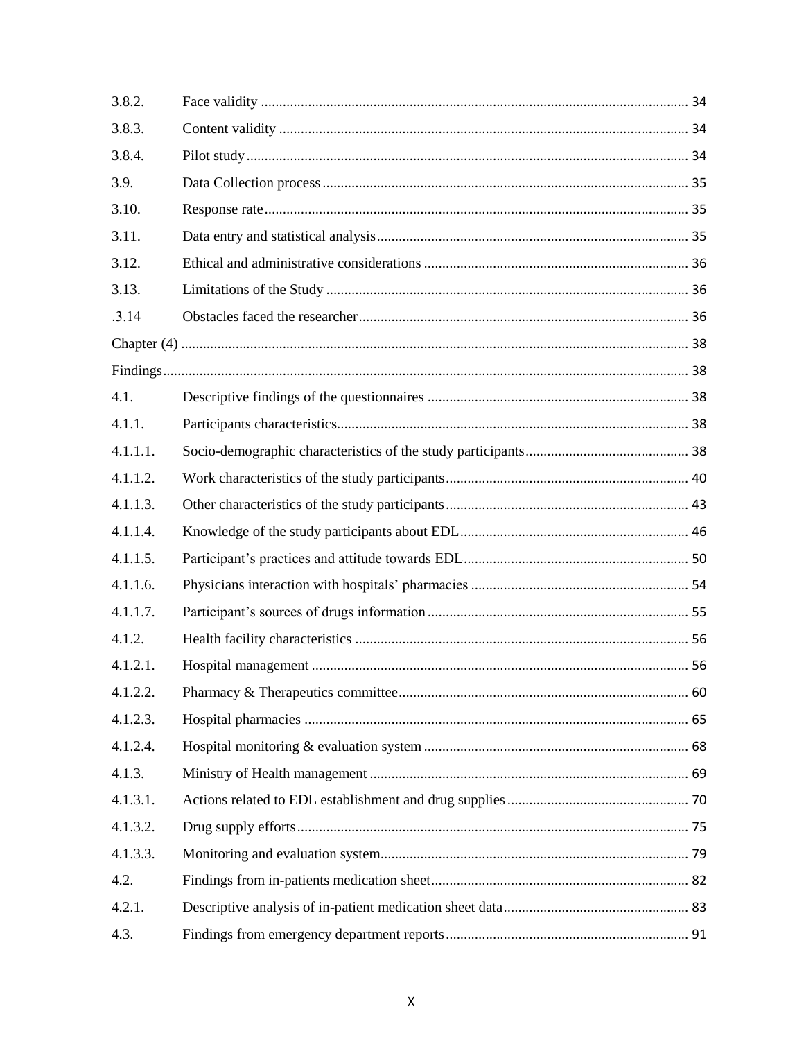| | | |
|---|---|---|
| 3.8.2. | Face validity | 34 |
| 3.8.3. | Content validity | 34 |
| 3.8.4. | Pilot study | 34 |
| 3.9. | Data Collection process | 35 |
| 3.10. | Response rate | 35 |
| 3.11. | Data entry and statistical analysis | 35 |
| 3.12. | Ethical and administrative considerations | 36 |
| 3.13. | Limitations of the Study | 36 |
| .3.14 | Obstacles faced the researcher | 36 |
| Chapter (4) | | 38 |
| Findings | | 38 |
| 4.1. | Descriptive findings of the questionnaires | 38 |
| 4.1.1. | Participants characteristics | 38 |
| 4.1.1.1. | Socio-demographic characteristics of the study participants | 38 |
| 4.1.1.2. | Work characteristics of the study participants | 40 |
| 4.1.1.3. | Other characteristics of the study participants | 43 |
| 4.1.1.4. | Knowledge of the study participants about EDL | 46 |
| 4.1.1.5. | Participant's practices and attitude towards EDL | 50 |
| 4.1.1.6. | Physicians interaction with hospitals' pharmacies | 54 |
| 4.1.1.7. | Participant's sources of drugs information | 55 |
| 4.1.2. | Health facility characteristics | 56 |
| 4.1.2.1. | Hospital management | 56 |
| 4.1.2.2. | Pharmacy & Therapeutics committee | 60 |
| 4.1.2.3. | Hospital pharmacies | 65 |
| 4.1.2.4. | Hospital monitoring & evaluation system | 68 |
| 4.1.3. | Ministry of Health management | 69 |
| 4.1.3.1. | Actions related to EDL establishment and drug supplies | 70 |
| 4.1.3.2. | Drug supply efforts | 75 |
| 4.1.3.3. | Monitoring and evaluation system | 79 |
| 4.2. | Findings from in-patients medication sheet | 82 |
| 4.2.1. | Descriptive analysis of in-patient medication sheet data | 83 |
| 4.3. | Findings from emergency department reports | 91 |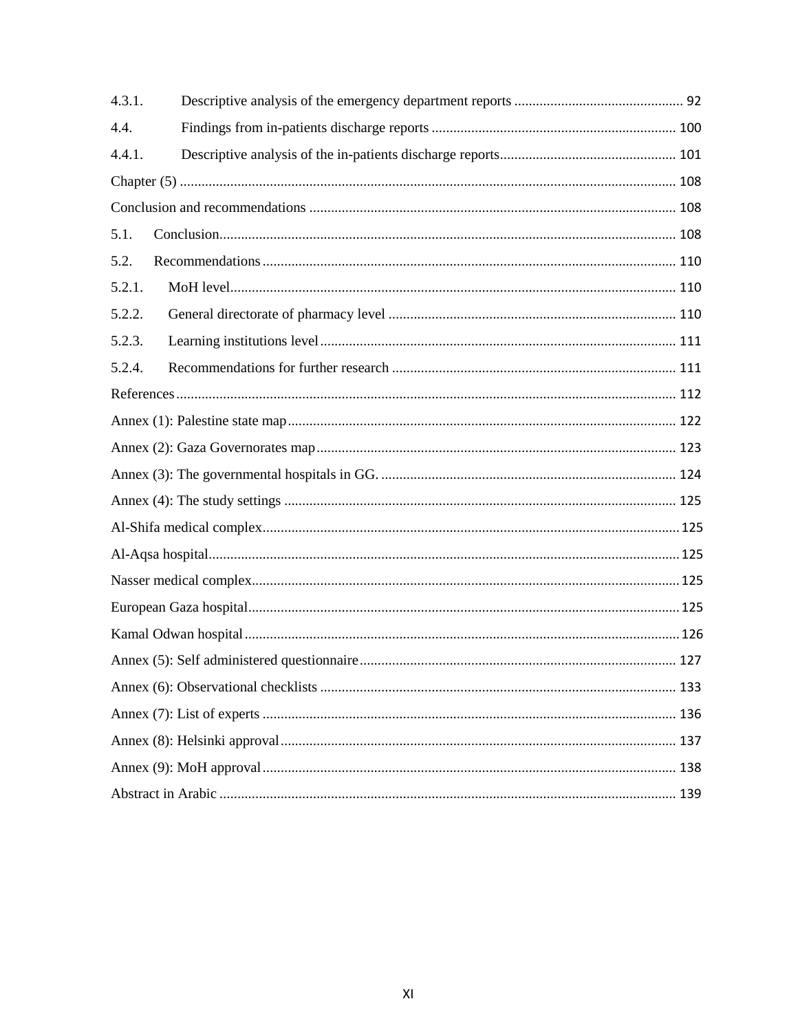4.3.1. Descriptive analysis of the emergency department reports ............................................... 92

4.4. Findings from in-patients discharge reports .................................................................... 100

4.4.1. Descriptive analysis of the in-patients discharge reports................................................. 101

Chapter (5) ........................................................................................................................ 108

Conclusion and recommendations ..................................................................................... 108

5.1. Conclusion.............................................................................................................. 108

5.2. Recommendations ................................................................................................... 110

5.2.1. MoH level............................................................................................................ 110

5.2.2. General directorate of pharmacy level ................................................................ 110

5.2.3. Learning institutions level ................................................................................... 111

5.2.4. Recommendations for further research ............................................................... 111

References ........................................................................................................................ 112

Annex (1): Palestine state map ........................................................................................... 122

Annex (2): Gaza Governorates map ................................................................................... 123

Annex (3): The governmental hospitals in GG. ................................................................. 124

Annex (4): The study settings ............................................................................................ 125

Al-Shifa medical complex.................................................................................................. 125

Al-Aqsa hospital................................................................................................................. 125

Nasser medical complex..................................................................................................... 125

European Gaza hospital...................................................................................................... 125

Kamal Odwan hospital ....................................................................................................... 126

Annex (5): Self administered questionnaire ....................................................................... 127

Annex (6): Observational checklists .................................................................................. 133

Annex (7): List of experts .................................................................................................. 136

Annex (8): Helsinki approval ............................................................................................. 137

Annex (9): MoH approval .................................................................................................. 138

Abstract in Arabic .............................................................................................................. 139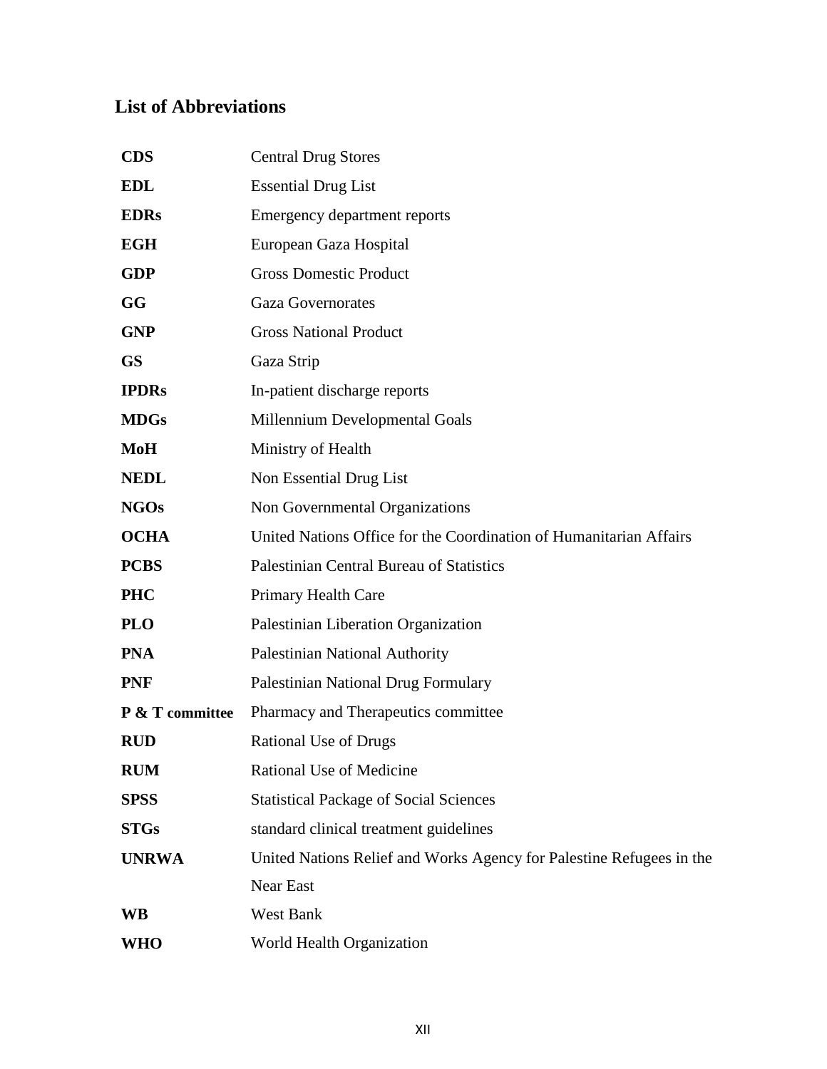## List of Abbreviations

| | |
|---|---|
| **CDS** | Central Drug Stores |
| **EDL** | Essential Drug List |
| **EDRs** | Emergency department reports |
| **EGH** | European Gaza Hospital |
| **GDP** | Gross Domestic Product |
| **GG** | Gaza Governorates |
| **GNP** | Gross National Product |
| **GS** | Gaza Strip |
| **IPDRs** | In-patient discharge reports |
| **MDGs** | Millennium Developmental Goals |
| **MoH** | Ministry of Health |
| **NEDL** | Non Essential Drug List |
| **NGOs** | Non Governmental Organizations |
| **OCHA** | United Nations Office for the Coordination of Humanitarian Affairs |
| **PCBS** | Palestinian Central Bureau of Statistics |
| **PHC** | Primary Health Care |
| **PLO** | Palestinian Liberation Organization |
| **PNA** | Palestinian National Authority |
| **PNF** | Palestinian National Drug Formulary |
| **P & T committee** | Pharmacy and Therapeutics committee |
| **RUD** | Rational Use of Drugs |
| **RUM** | Rational Use of Medicine |
| **SPSS** | Statistical Package of Social Sciences |
| **STGs** | standard clinical treatment guidelines |
| **UNRWA** | United Nations Relief and Works Agency for Palestine Refugees in the Near East |
| **WB** | West Bank |
| **WHO** | World Health Organization |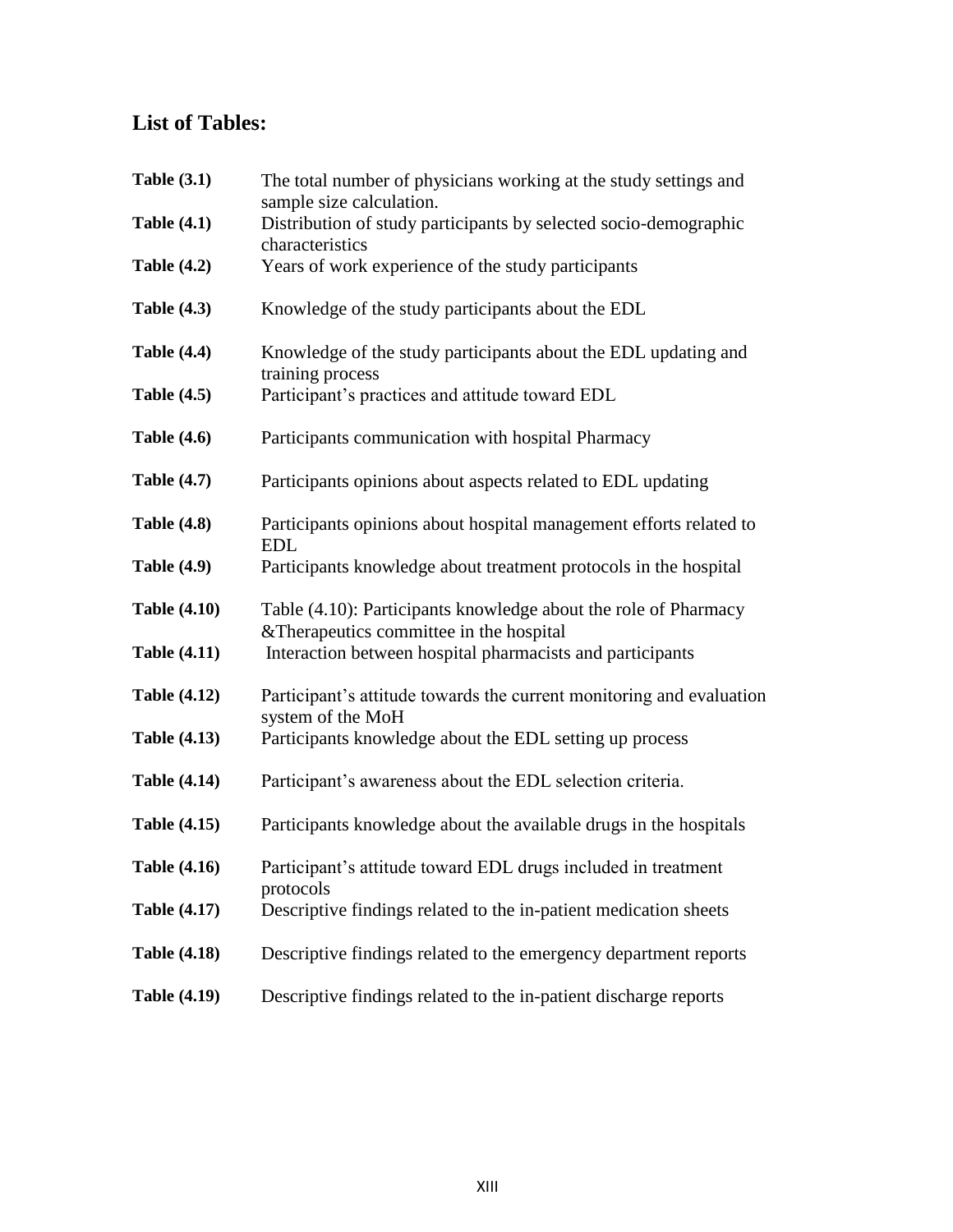## List of Tables:

| | |
|---|---|
| **Table (3.1)** | The total number of physicians working at the study settings and sample size calculation. |
| **Table (4.1)** | Distribution of study participants by selected socio-demographic characteristics |
| **Table (4.2)** | Years of work experience of the study participants |
| **Table (4.3)** | Knowledge of the study participants about the EDL |
| **Table (4.4)** | Knowledge of the study participants about the EDL updating and training process |
| **Table (4.5)** | Participant's practices and attitude toward EDL |
| **Table (4.6)** | Participants communication with hospital Pharmacy |
| **Table (4.7)** | Participants opinions about aspects related to EDL updating |
| **Table (4.8)** | Participants opinions about hospital management efforts related to EDL |
| **Table (4.9)** | Participants knowledge about treatment protocols in the hospital |
| **Table (4.10)** | Table (4.10): Participants knowledge about the role of Pharmacy &Therapeutics committee in the hospital |
| **Table (4.11)** | Interaction between hospital pharmacists and participants |
| **Table (4.12)** | Participant's attitude towards the current monitoring and evaluation system of the MoH |
| **Table (4.13)** | Participants knowledge about the EDL setting up process |
| **Table (4.14)** | Participant's awareness about the EDL selection criteria. |
| **Table (4.15)** | Participants knowledge about the available drugs in the hospitals |
| **Table (4.16)** | Participant's attitude toward EDL drugs included in treatment protocols |
| **Table (4.17)** | Descriptive findings related to the in-patient medication sheets |
| **Table (4.18)** | Descriptive findings related to the emergency department reports |
| **Table (4.19)** | Descriptive findings related to the in-patient discharge reports |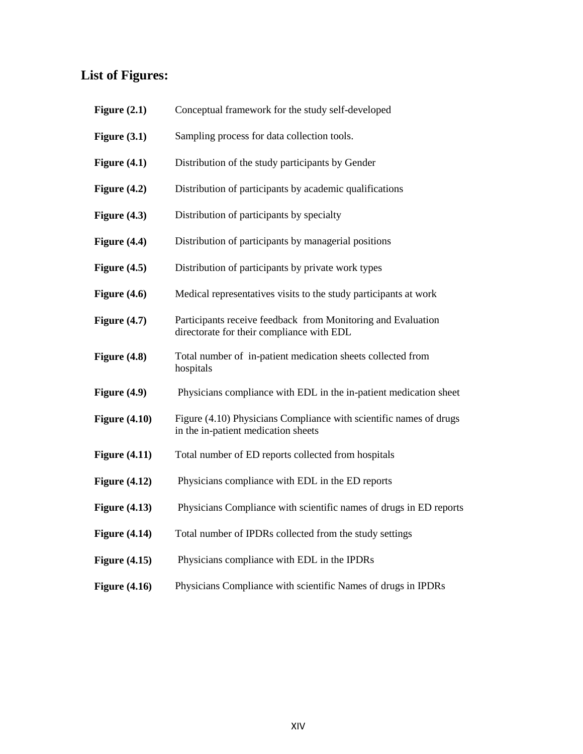## List of Figures:

| | |
|---|---|
| **Figure (2.1)** | Conceptual framework for the study self-developed |
| **Figure (3.1)** | Sampling process for data collection tools. |
| **Figure (4.1)** | Distribution of the study participants by Gender |
| **Figure (4.2)** | Distribution of participants by academic qualifications |
| **Figure (4.3)** | Distribution of participants by specialty |
| **Figure (4.4)** | Distribution of participants by managerial positions |
| **Figure (4.5)** | Distribution of participants by private work types |
| **Figure (4.6)** | Medical representatives visits to the study participants at work |
| **Figure (4.7)** | Participants receive feedback from Monitoring and Evaluation directorate for their compliance with EDL |
| **Figure (4.8)** | Total number of in-patient medication sheets collected from hospitals |
| **Figure (4.9)** | Physicians compliance with EDL in the in-patient medication sheet |
| **Figure (4.10)** | Figure (4.10) Physicians Compliance with scientific names of drugs in the in-patient medication sheets |
| **Figure (4.11)** | Total number of ED reports collected from hospitals |
| **Figure (4.12)** | Physicians compliance with EDL in the ED reports |
| **Figure (4.13)** | Physicians Compliance with scientific names of drugs in ED reports |
| **Figure (4.14)** | Total number of IPDRs collected from the study settings |
| **Figure (4.15)** | Physicians compliance with EDL in the IPDRs |
| **Figure (4.16)** | Physicians Compliance with scientific Names of drugs in IPDRs |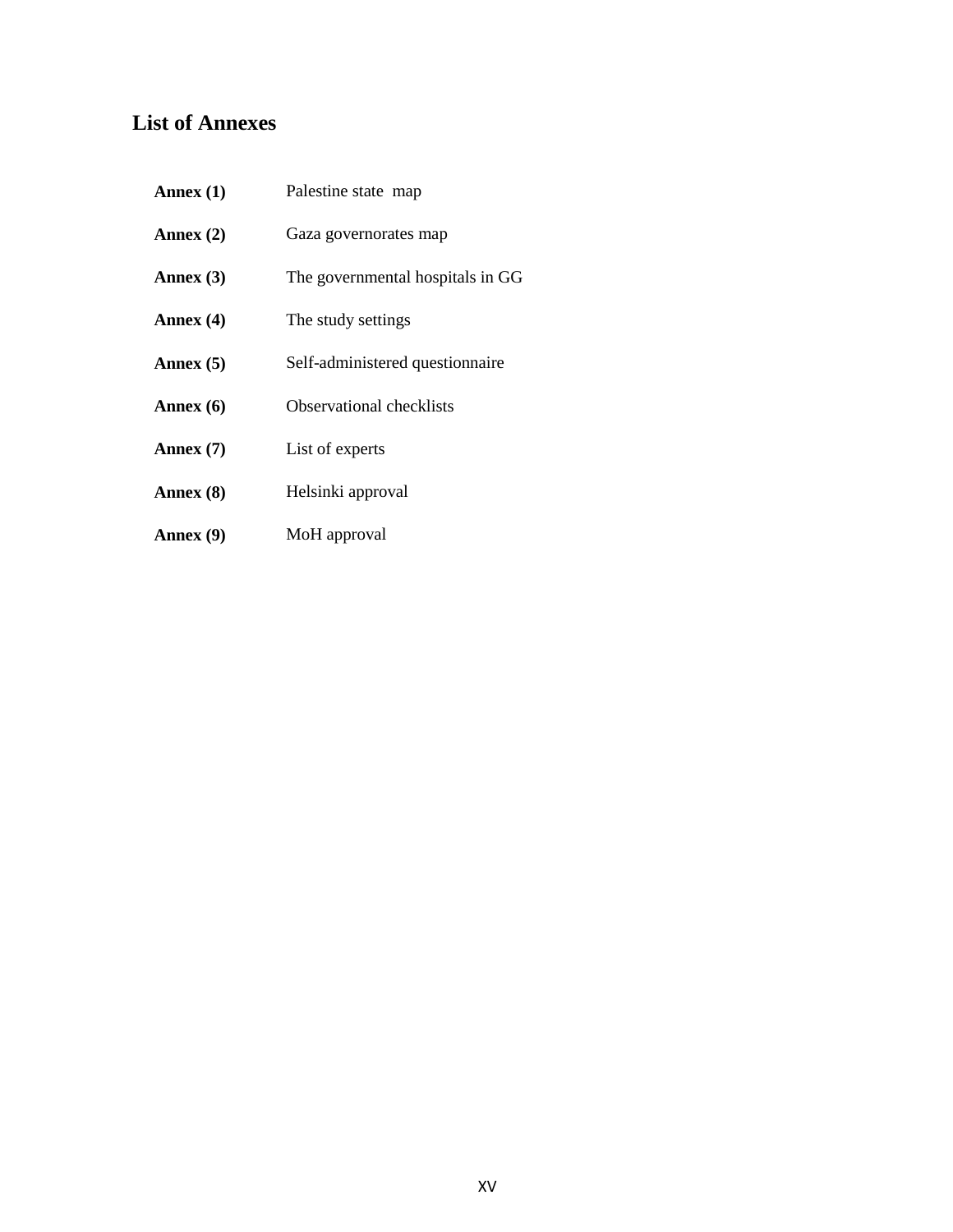## List of Annexes

| | |
|---|---|
| **Annex (1)** | Palestine state map |
| **Annex (2)** | Gaza governorates map |
| **Annex (3)** | The governmental hospitals in GG |
| **Annex (4)** | The study settings |
| **Annex (5)** | Self-administered questionnaire |
| **Annex (6)** | Observational checklists |
| **Annex (7)** | List of experts |
| **Annex (8)** | Helsinki approval |
| **Annex (9)** | MoH approval |